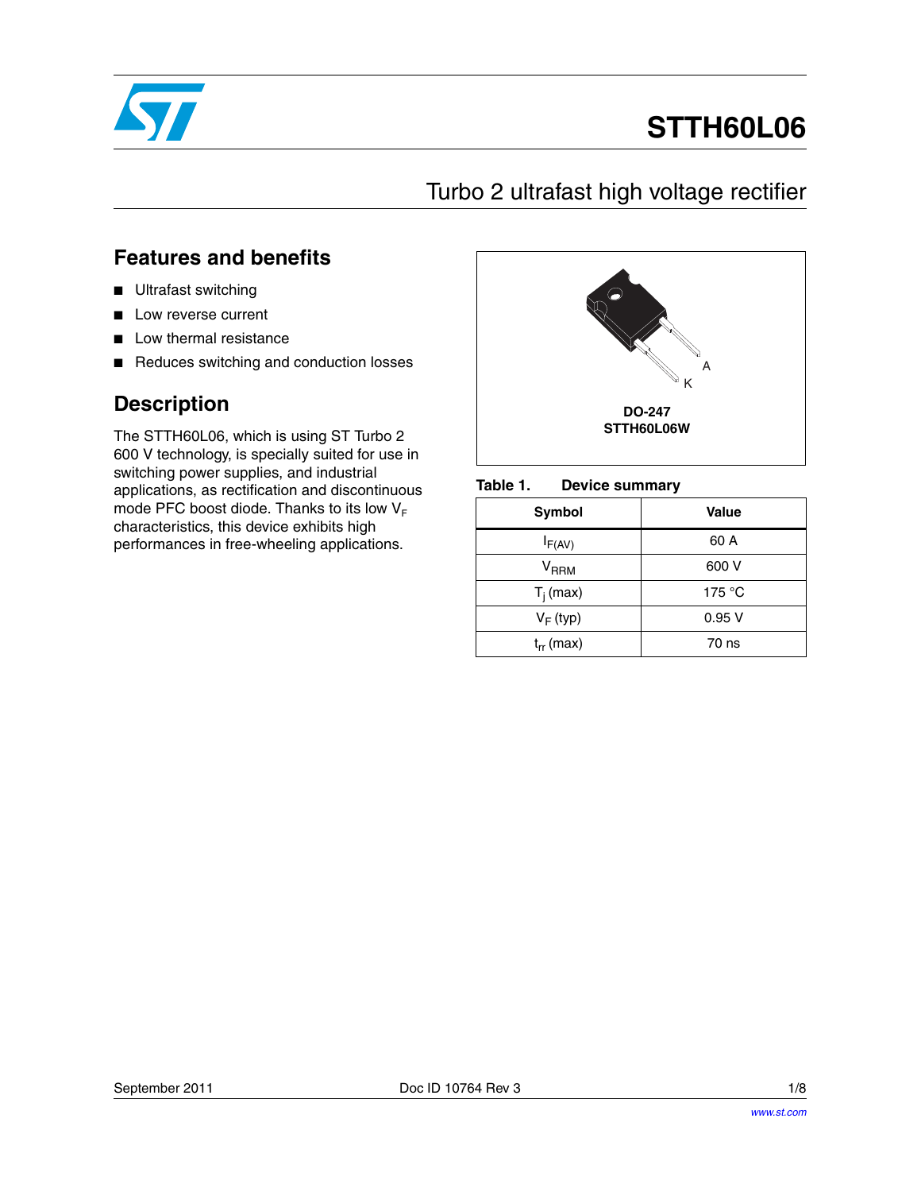# STTH60L06

## Turbo 2 ultrafast high voltage rectifier

## Features and benefits

- Ultrafast switching
- Low reverse current
- Low thermal resistance
- Reduces switching and conduction losses

## Description

The STTH60L06, which is using ST Turbo 2 600 V technology, is specially suited for use in switching power supplies, and industrial applications, as rectification and discontinuous mode PFC boost diode. Thanks to its low $V_F$ characteristics, this device exhibits high performances in free-wheeling applications.

A

K

**DO-247**
**STTH60L06W**

**Table 1. Device summary**

| Symbol | Value |
|---|---|
| $I_{F(AV)}$ | 60 A |
| $V_{RRM}$ | 600 V |
| $T_j$ (max) | 175 °C |
| $V_F$ (typ) | 0.95 V |
| $t_{rr}$ (max) | 70 ns |

September 2011 Doc ID 10764 Rev 3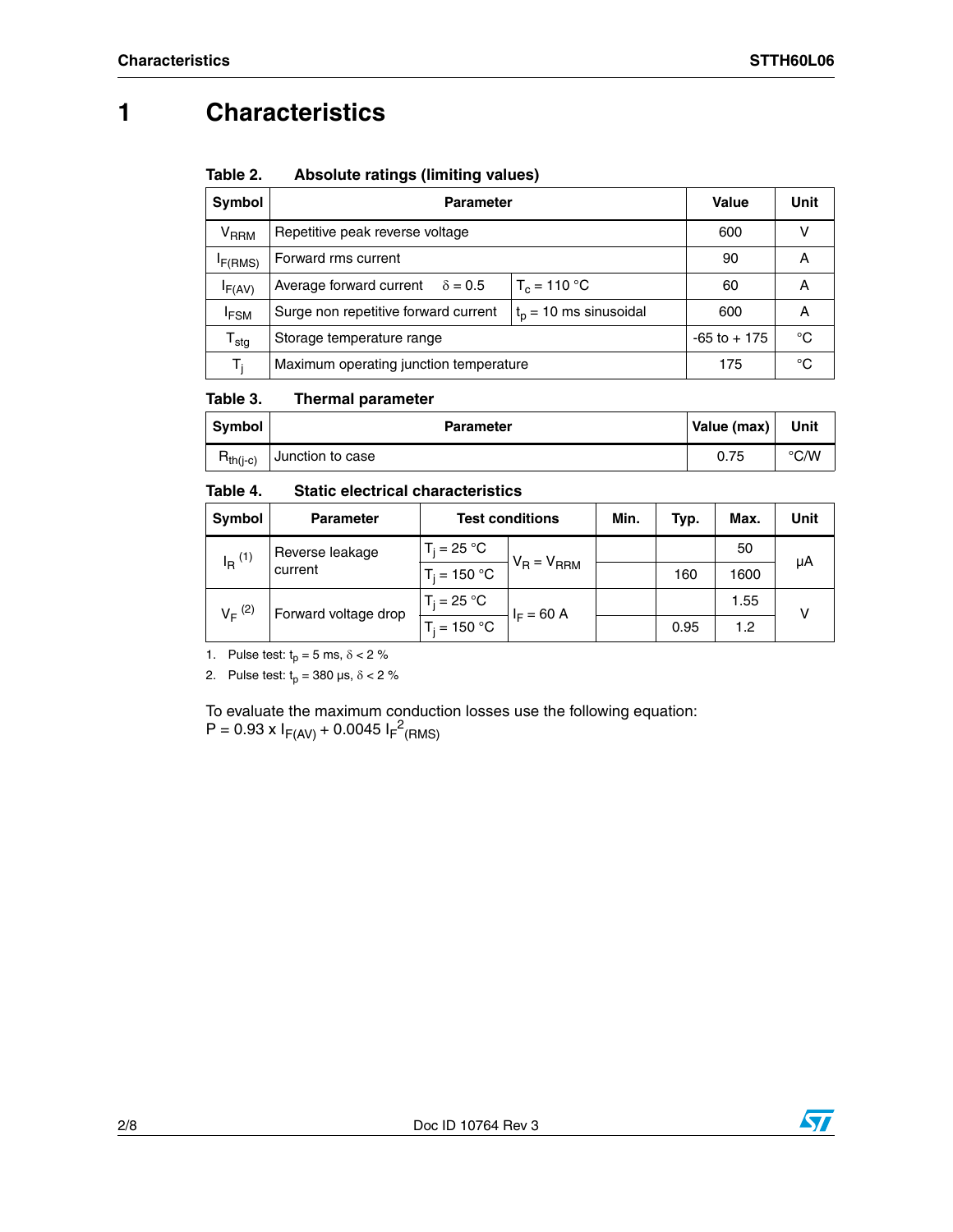# 1 Characteristics

**Table 2. Absolute ratings (limiting values)**

| Symbol | Parameter | | Value | Unit |
|---|---|---|---|---|
| $V_{RRM}$ | Repetitive peak reverse voltage | | 600 | V |
| $I_{F(RMS)}$ | Forward rms current | | 90 | A |
| $I_{F(AV)}$ | Average forward current $\delta = 0.5$ | $T_c = 110\ °C$ | 60 | A |
| $I_{FSM}$ | Surge non repetitive forward current | $t_p = 10$ ms sinusoidal | 600 | A |
| $T_{stg}$ | Storage temperature range | | -65 to + 175 | °C |
| $T_j$ | Maximum operating junction temperature | | 175 | °C |

**Table 3. Thermal parameter**

| Symbol | Parameter | Value (max) | Unit |
|---|---|---|---|
| $R_{th(j-c)}$ | Junction to case | 0.75 | °C/W |

**Table 4. Static electrical characteristics**

| Symbol | Parameter | Test conditions | | Min. | Typ. | Max. | Unit |
|---|---|---|---|---|---|---|---|
| $I_R$ (1) | Reverse leakage current | $T_j = 25\ °C$ | $V_R = V_{RRM}$ | | | 50 | µA |
| | | $T_j = 150\ °C$ | | | 160 | 1600 | |
| $V_F$ (2) | Forward voltage drop | $T_j = 25\ °C$ | $I_F = 60$ A | | | 1.55 | V |
| | | $T_j = 150\ °C$ | | | 0.95 | 1.2 | |

1. Pulse test: $t_p = 5$ ms, $\delta < 2$ %
2. Pulse test: $t_p = 380$ µs, $\delta < 2$ %

To evaluate the maximum conduction losses use the following equation:
$P = 0.93 \times I_{F(AV)} + 0.0045\ I_{F}^{2}{}_{(RMS)}$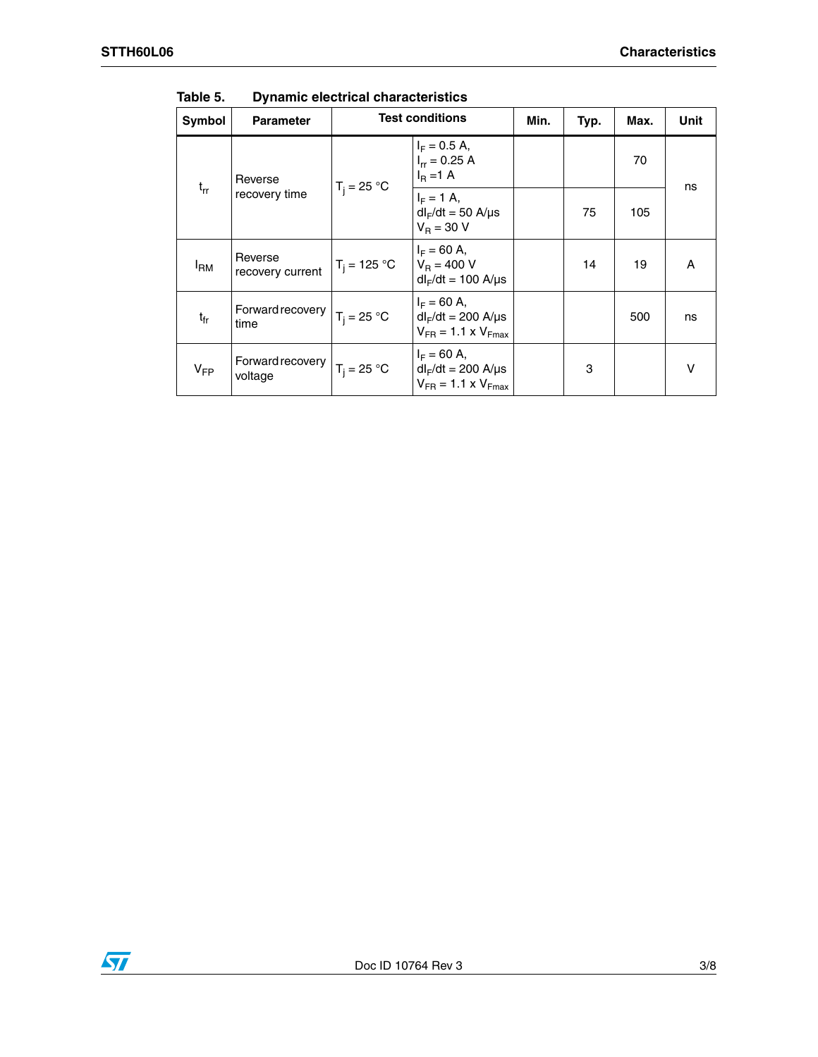Table 5. Dynamic electrical characteristics

| Symbol | Parameter | Test conditions | | Min. | Typ. | Max. | Unit |
|---|---|---|---|---|---|---|---|
| $t_{rr}$ | Reverse recovery time | $T_j$ = 25 °C | $I_F$ = 0.5 A, $I_{rr}$ = 0.25 A $I_R$ =1 A | | | 70 | ns |
| | | | $I_F$ = 1 A, $dI_F/dt$ = 50 A/µs $V_R$ = 30 V | | 75 | 105 | |
| $I_{RM}$ | Reverse recovery current | $T_j$ = 125 °C | $I_F$ = 60 A, $V_R$ = 400 V $dI_F/dt$ = 100 A/µs | | 14 | 19 | A |
| $t_{fr}$ | Forward recovery time | $T_j$ = 25 °C | $I_F$ = 60 A, $dI_F/dt$ = 200 A/µs $V_{FR}$ = 1.1 x $V_{Fmax}$ | | | 500 | ns |
| $V_{FP}$ | Forward recovery voltage | $T_j$ = 25 °C | $I_F$ = 60 A, $dI_F/dt$ = 200 A/µs $V_{FR}$ = 1.1 x $V_{Fmax}$ | | 3 | | V |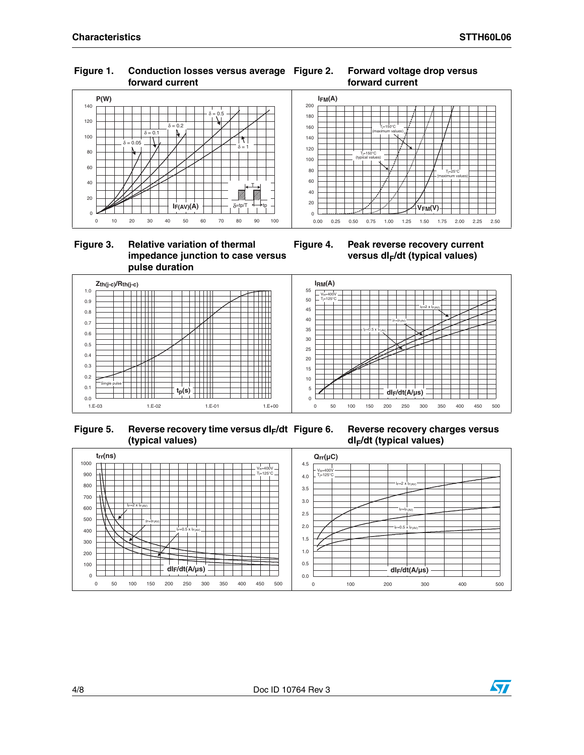**Figure 1. Conduction losses versus average forward current**

**Figure 2. Forward voltage drop versus forward current**

**Figure 3. Relative variation of thermal impedance junction to case versus pulse duration**

**Figure 4. Peak reverse recovery current versus $dI_F/dt$ (typical values)**

**Figure 5. Reverse recovery time versus $dI_F/dt$ (typical values)**

**Figure 6. Reverse recovery charges versus $dI_F/dt$ (typical values)**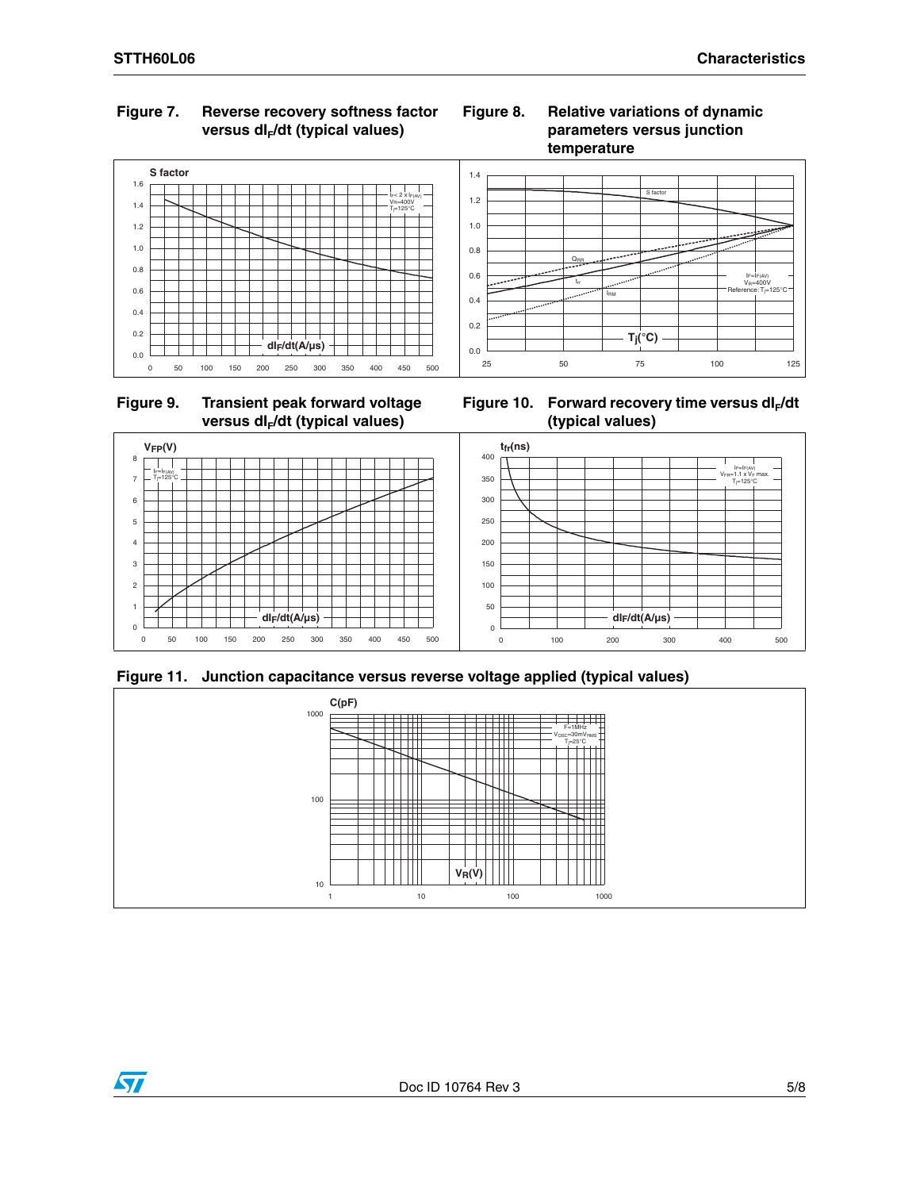**Figure 7. Reverse recovery softness factor versus $dI_F/dt$ (typical values)**

**Figure 8. Relative variations of dynamic parameters versus junction temperature**

**Figure 9. Transient peak forward voltage versus $dI_F/dt$ (typical values)**

**Figure 10. Forward recovery time versus $dI_F/dt$ (typical values)**

**Figure 11. Junction capacitance versus reverse voltage applied (typical values)**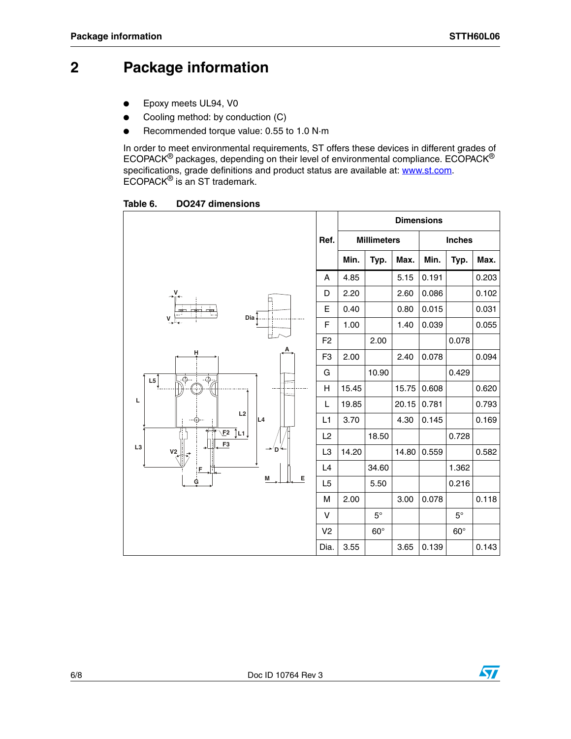# 2 Package information

- Epoxy meets UL94, V0
- Cooling method: by conduction (C)
- Recommended torque value: 0.55 to 1.0 N·m

In order to meet environmental requirements, ST offers these devices in different grades of ECOPACK® packages, depending on their level of environmental compliance. ECOPACK® specifications, grade definitions and product status are available at: www.st.com. ECOPACK® is an ST trademark.

**Table 6. DO247 dimensions**

| Ref. | Dimensions | | | | | |
|---|---|---|---|---|---|---|
| | Millimeters | | | Inches | | |
| | Min. | Typ. | Max. | Min. | Typ. | Max. |
| A | 4.85 | | 5.15 | 0.191 | | 0.203 |
| D | 2.20 | | 2.60 | 0.086 | | 0.102 |
| E | 0.40 | | 0.80 | 0.015 | | 0.031 |
| F | 1.00 | | 1.40 | 0.039 | | 0.055 |
| F2 | | 2.00 | | | 0.078 | |
| F3 | 2.00 | | 2.40 | 0.078 | | 0.094 |
| G | | 10.90 | | | 0.429 | |
| H | 15.45 | | 15.75 | 0.608 | | 0.620 |
| L | 19.85 | | 20.15 | 0.781 | | 0.793 |
| L1 | 3.70 | | 4.30 | 0.145 | | 0.169 |
| L2 | | 18.50 | | | 0.728 | |
| L3 | 14.20 | | 14.80 | 0.559 | | 0.582 |
| L4 | | 34.60 | | | 1.362 | |
| L5 | | 5.50 | | | 0.216 | |
| M | 2.00 | | 3.00 | 0.078 | | 0.118 |
| V | | 5° | | | 5° | |
| V2 | | 60° | | | 60° | |
| Dia. | 3.55 | | 3.65 | 0.139 | | 0.143 |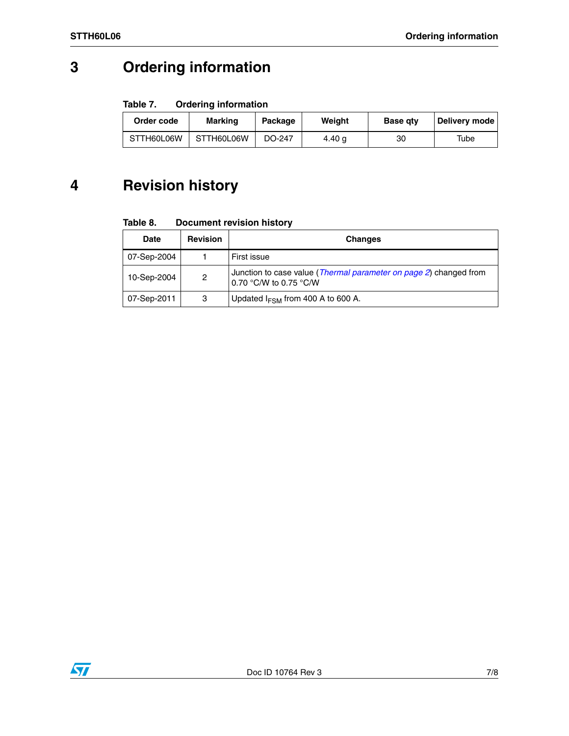# 3 Ordering information

Table 7. Ordering information

| Order code | Marking | Package | Weight | Base qty | Delivery mode |
|---|---|---|---|---|---|
| STTH60L06W | STTH60L06W | DO-247 | 4.40 g | 30 | Tube |

# 4 Revision history

Table 8. Document revision history

| Date | Revision | Changes |
|---|---|---|
| 07-Sep-2004 | 1 | First issue |
| 10-Sep-2004 | 2 | Junction to case value (*Thermal parameter on page 2*) changed from 0.70 °C/W to 0.75 °C/W |
| 07-Sep-2011 | 3 | Updated $I_{FSM}$ from 400 A to 600 A. |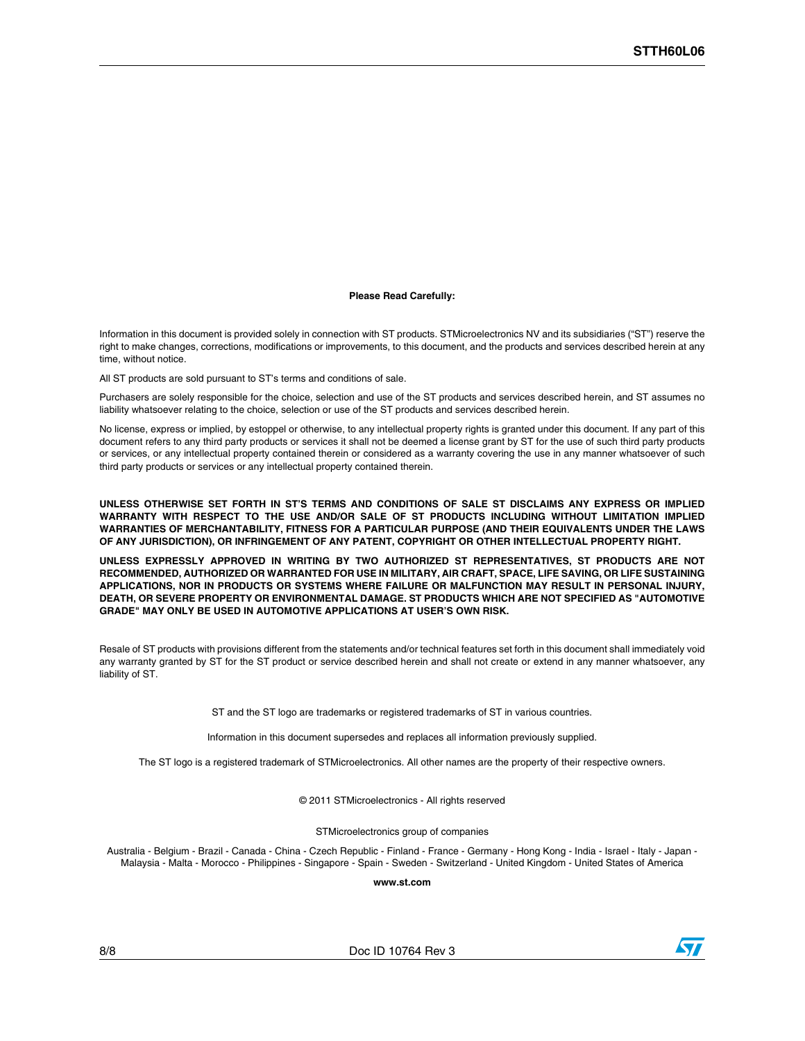**Please Read Carefully:**

Information in this document is provided solely in connection with ST products. STMicroelectronics NV and its subsidiaries (“ST”) reserve the right to make changes, corrections, modifications or improvements, to this document, and the products and services described herein at any time, without notice.

All ST products are sold pursuant to ST’s terms and conditions of sale.

Purchasers are solely responsible for the choice, selection and use of the ST products and services described herein, and ST assumes no liability whatsoever relating to the choice, selection or use of the ST products and services described herein.

No license, express or implied, by estoppel or otherwise, to any intellectual property rights is granted under this document. If any part of this document refers to any third party products or services it shall not be deemed a license grant by ST for the use of such third party products or services, or any intellectual property contained therein or considered as a warranty covering the use in any manner whatsoever of such third party products or services or any intellectual property contained therein.

**UNLESS OTHERWISE SET FORTH IN ST’S TERMS AND CONDITIONS OF SALE ST DISCLAIMS ANY EXPRESS OR IMPLIED WARRANTY WITH RESPECT TO THE USE AND/OR SALE OF ST PRODUCTS INCLUDING WITHOUT LIMITATION IMPLIED WARRANTIES OF MERCHANTABILITY, FITNESS FOR A PARTICULAR PURPOSE (AND THEIR EQUIVALENTS UNDER THE LAWS OF ANY JURISDICTION), OR INFRINGEMENT OF ANY PATENT, COPYRIGHT OR OTHER INTELLECTUAL PROPERTY RIGHT.**

**UNLESS EXPRESSLY APPROVED IN WRITING BY TWO AUTHORIZED ST REPRESENTATIVES, ST PRODUCTS ARE NOT RECOMMENDED, AUTHORIZED OR WARRANTED FOR USE IN MILITARY, AIR CRAFT, SPACE, LIFE SAVING, OR LIFE SUSTAINING APPLICATIONS, NOR IN PRODUCTS OR SYSTEMS WHERE FAILURE OR MALFUNCTION MAY RESULT IN PERSONAL INJURY, DEATH, OR SEVERE PROPERTY OR ENVIRONMENTAL DAMAGE. ST PRODUCTS WHICH ARE NOT SPECIFIED AS "AUTOMOTIVE GRADE" MAY ONLY BE USED IN AUTOMOTIVE APPLICATIONS AT USER’S OWN RISK.**

Resale of ST products with provisions different from the statements and/or technical features set forth in this document shall immediately void any warranty granted by ST for the ST product or service described herein and shall not create or extend in any manner whatsoever, any liability of ST.

ST and the ST logo are trademarks or registered trademarks of ST in various countries.

Information in this document supersedes and replaces all information previously supplied.

The ST logo is a registered trademark of STMicroelectronics. All other names are the property of their respective owners.

© 2011 STMicroelectronics - All rights reserved

STMicroelectronics group of companies

Australia - Belgium - Brazil - Canada - China - Czech Republic - Finland - France - Germany - Hong Kong - India - Israel - Italy - Japan - Malaysia - Malta - Morocco - Philippines - Singapore - Spain - Sweden - Switzerland - United Kingdom - United States of America

**www.st.com**